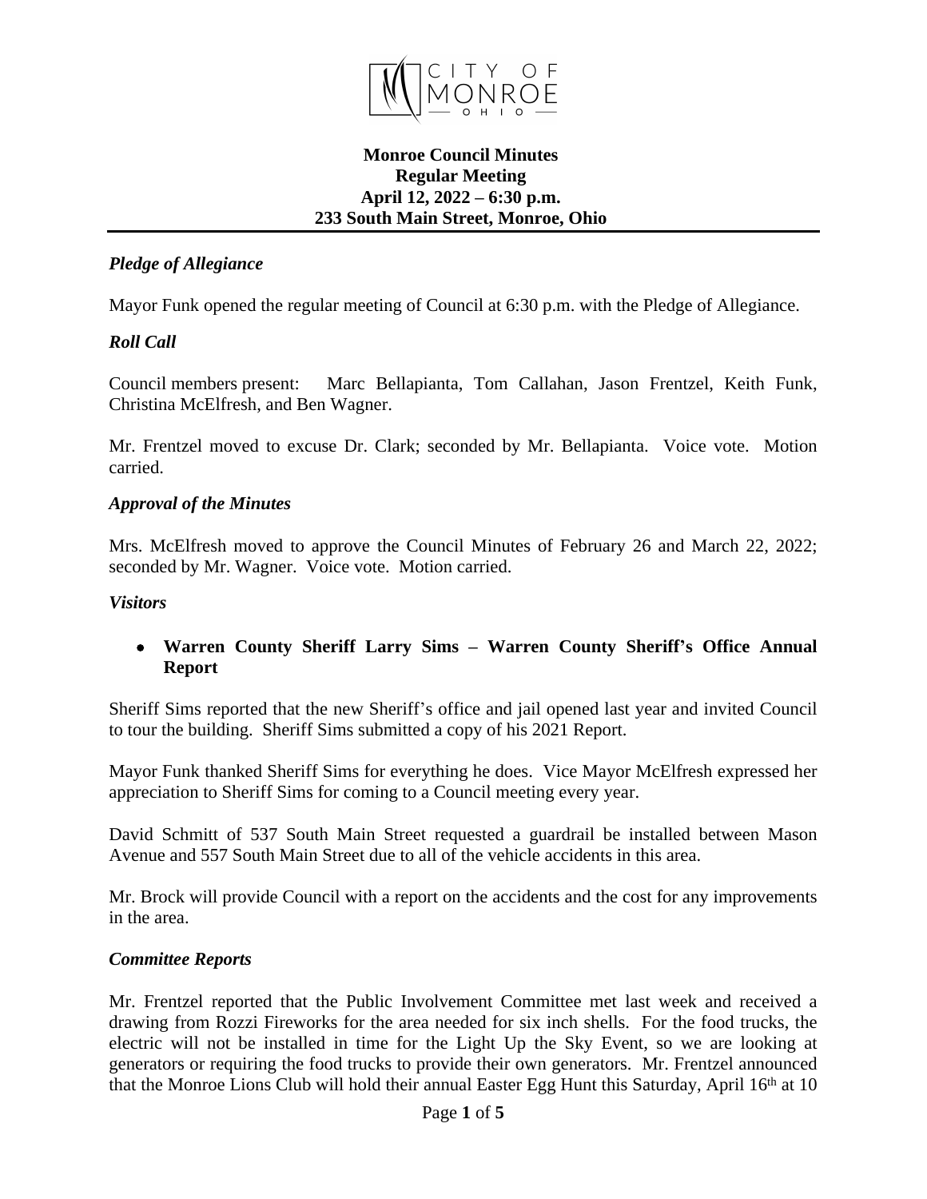**Monroe Council Minutes**
**Regular Meeting**
**April 12, 2022 – 6:30 p.m.**
**233 South Main Street, Monroe, Ohio**

---

### *Pledge of Allegiance*

Mayor Funk opened the regular meeting of Council at 6:30 p.m. with the Pledge of Allegiance.

### *Roll Call*

Council members present: Marc Bellapianta, Tom Callahan, Jason Frentzel, Keith Funk, Christina McElfresh, and Ben Wagner.

Mr. Frentzel moved to excuse Dr. Clark; seconded by Mr. Bellapianta. Voice vote. Motion carried.

### *Approval of the Minutes*

Mrs. McElfresh moved to approve the Council Minutes of February 26 and March 22, 2022; seconded by Mr. Wagner. Voice vote. Motion carried.

### *Visitors*

- **Warren County Sheriff Larry Sims – Warren County Sheriff's Office Annual Report**

Sheriff Sims reported that the new Sheriff's office and jail opened last year and invited Council to tour the building. Sheriff Sims submitted a copy of his 2021 Report.

Mayor Funk thanked Sheriff Sims for everything he does. Vice Mayor McElfresh expressed her appreciation to Sheriff Sims for coming to a Council meeting every year.

David Schmitt of 537 South Main Street requested a guardrail be installed between Mason Avenue and 557 South Main Street due to all of the vehicle accidents in this area.

Mr. Brock will provide Council with a report on the accidents and the cost for any improvements in the area.

### *Committee Reports*

Mr. Frentzel reported that the Public Involvement Committee met last week and received a drawing from Rozzi Fireworks for the area needed for six inch shells. For the food trucks, the electric will not be installed in time for the Light Up the Sky Event, so we are looking at generators or requiring the food trucks to provide their own generators. Mr. Frentzel announced that the Monroe Lions Club will hold their annual Easter Egg Hunt this Saturday, April 16th at 10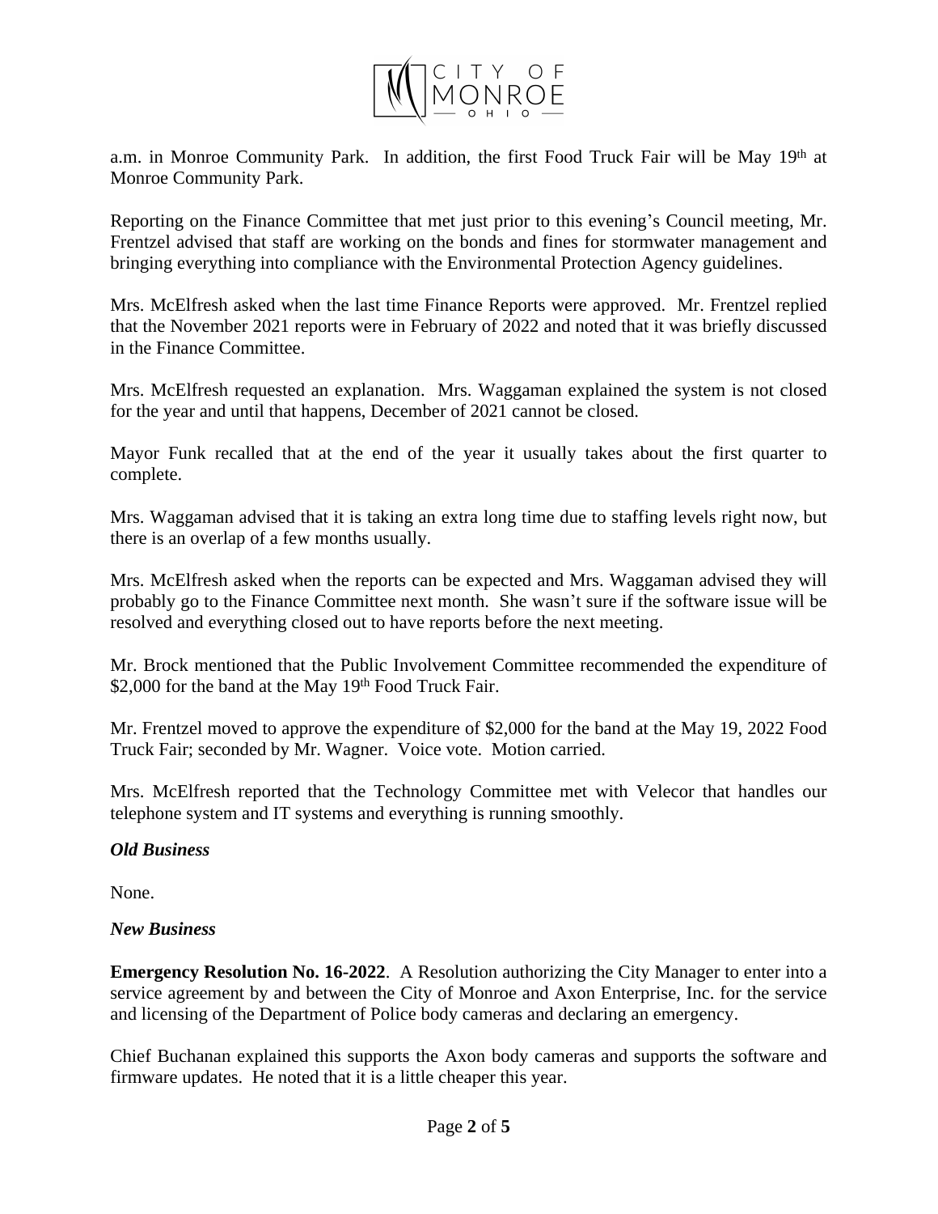a.m. in Monroe Community Park. In addition, the first Food Truck Fair will be May 19th at Monroe Community Park.

Reporting on the Finance Committee that met just prior to this evening's Council meeting, Mr. Frentzel advised that staff are working on the bonds and fines for stormwater management and bringing everything into compliance with the Environmental Protection Agency guidelines.

Mrs. McElfresh asked when the last time Finance Reports were approved. Mr. Frentzel replied that the November 2021 reports were in February of 2022 and noted that it was briefly discussed in the Finance Committee.

Mrs. McElfresh requested an explanation. Mrs. Waggaman explained the system is not closed for the year and until that happens, December of 2021 cannot be closed.

Mayor Funk recalled that at the end of the year it usually takes about the first quarter to complete.

Mrs. Waggaman advised that it is taking an extra long time due to staffing levels right now, but there is an overlap of a few months usually.

Mrs. McElfresh asked when the reports can be expected and Mrs. Waggaman advised they will probably go to the Finance Committee next month. She wasn't sure if the software issue will be resolved and everything closed out to have reports before the next meeting.

Mr. Brock mentioned that the Public Involvement Committee recommended the expenditure of $2,000 for the band at the May 19th Food Truck Fair.

Mr. Frentzel moved to approve the expenditure of $2,000 for the band at the May 19, 2022 Food Truck Fair; seconded by Mr. Wagner. Voice vote. Motion carried.

Mrs. McElfresh reported that the Technology Committee met with Velecor that handles our telephone system and IT systems and everything is running smoothly.

### *Old Business*

None.

### *New Business*

**Emergency Resolution No. 16-2022**. A Resolution authorizing the City Manager to enter into a service agreement by and between the City of Monroe and Axon Enterprise, Inc. for the service and licensing of the Department of Police body cameras and declaring an emergency.

Chief Buchanan explained this supports the Axon body cameras and supports the software and firmware updates. He noted that it is a little cheaper this year.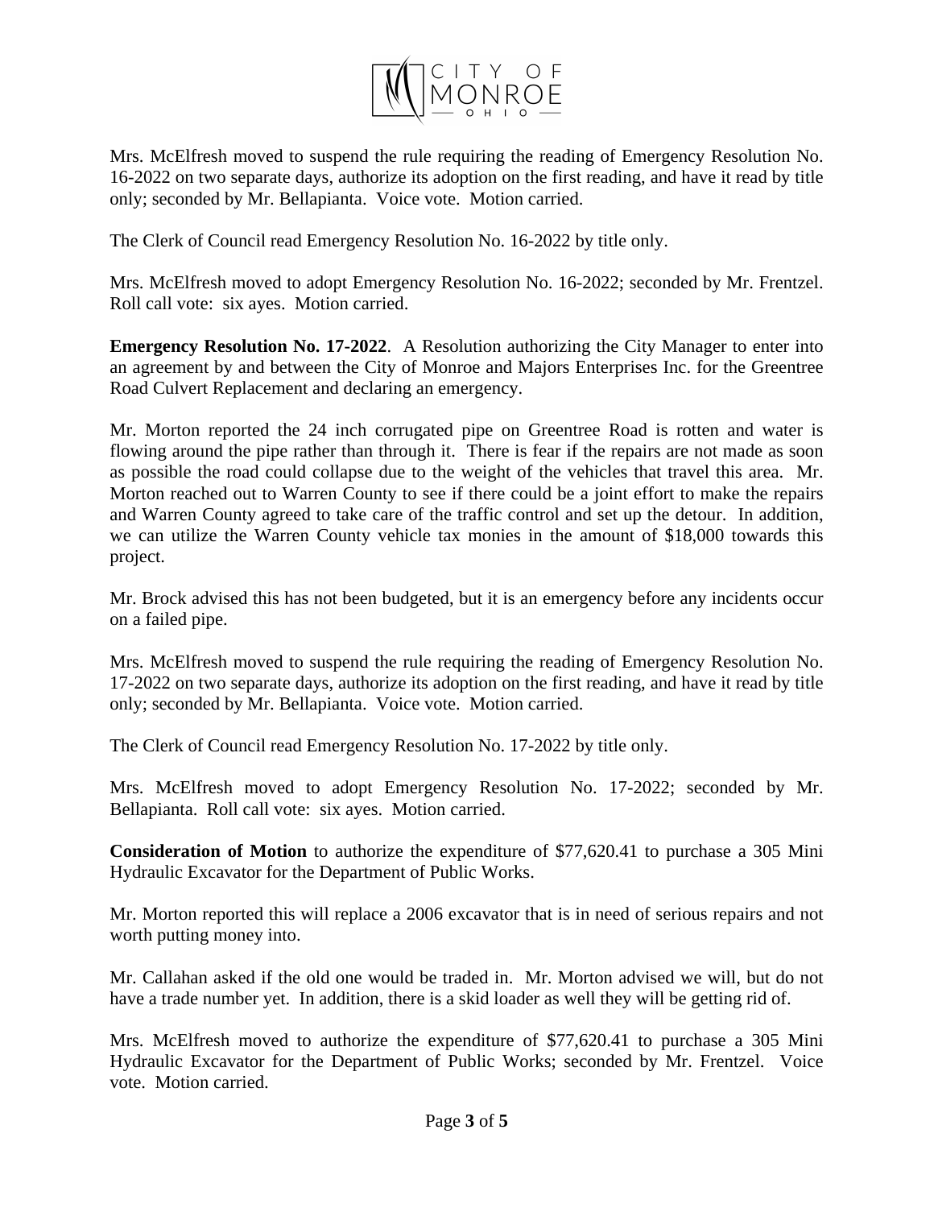Mrs. McElfresh moved to suspend the rule requiring the reading of Emergency Resolution No. 16-2022 on two separate days, authorize its adoption on the first reading, and have it read by title only; seconded by Mr. Bellapianta. Voice vote. Motion carried.

The Clerk of Council read Emergency Resolution No. 16-2022 by title only.

Mrs. McElfresh moved to adopt Emergency Resolution No. 16-2022; seconded by Mr. Frentzel. Roll call vote: six ayes. Motion carried.

**Emergency Resolution No. 17-2022**. A Resolution authorizing the City Manager to enter into an agreement by and between the City of Monroe and Majors Enterprises Inc. for the Greentree Road Culvert Replacement and declaring an emergency.

Mr. Morton reported the 24 inch corrugated pipe on Greentree Road is rotten and water is flowing around the pipe rather than through it. There is fear if the repairs are not made as soon as possible the road could collapse due to the weight of the vehicles that travel this area. Mr. Morton reached out to Warren County to see if there could be a joint effort to make the repairs and Warren County agreed to take care of the traffic control and set up the detour. In addition, we can utilize the Warren County vehicle tax monies in the amount of $18,000 towards this project.

Mr. Brock advised this has not been budgeted, but it is an emergency before any incidents occur on a failed pipe.

Mrs. McElfresh moved to suspend the rule requiring the reading of Emergency Resolution No. 17-2022 on two separate days, authorize its adoption on the first reading, and have it read by title only; seconded by Mr. Bellapianta. Voice vote. Motion carried.

The Clerk of Council read Emergency Resolution No. 17-2022 by title only.

Mrs. McElfresh moved to adopt Emergency Resolution No. 17-2022; seconded by Mr. Bellapianta. Roll call vote: six ayes. Motion carried.

**Consideration of Motion** to authorize the expenditure of $77,620.41 to purchase a 305 Mini Hydraulic Excavator for the Department of Public Works.

Mr. Morton reported this will replace a 2006 excavator that is in need of serious repairs and not worth putting money into.

Mr. Callahan asked if the old one would be traded in. Mr. Morton advised we will, but do not have a trade number yet. In addition, there is a skid loader as well they will be getting rid of.

Mrs. McElfresh moved to authorize the expenditure of $77,620.41 to purchase a 305 Mini Hydraulic Excavator for the Department of Public Works; seconded by Mr. Frentzel. Voice vote. Motion carried.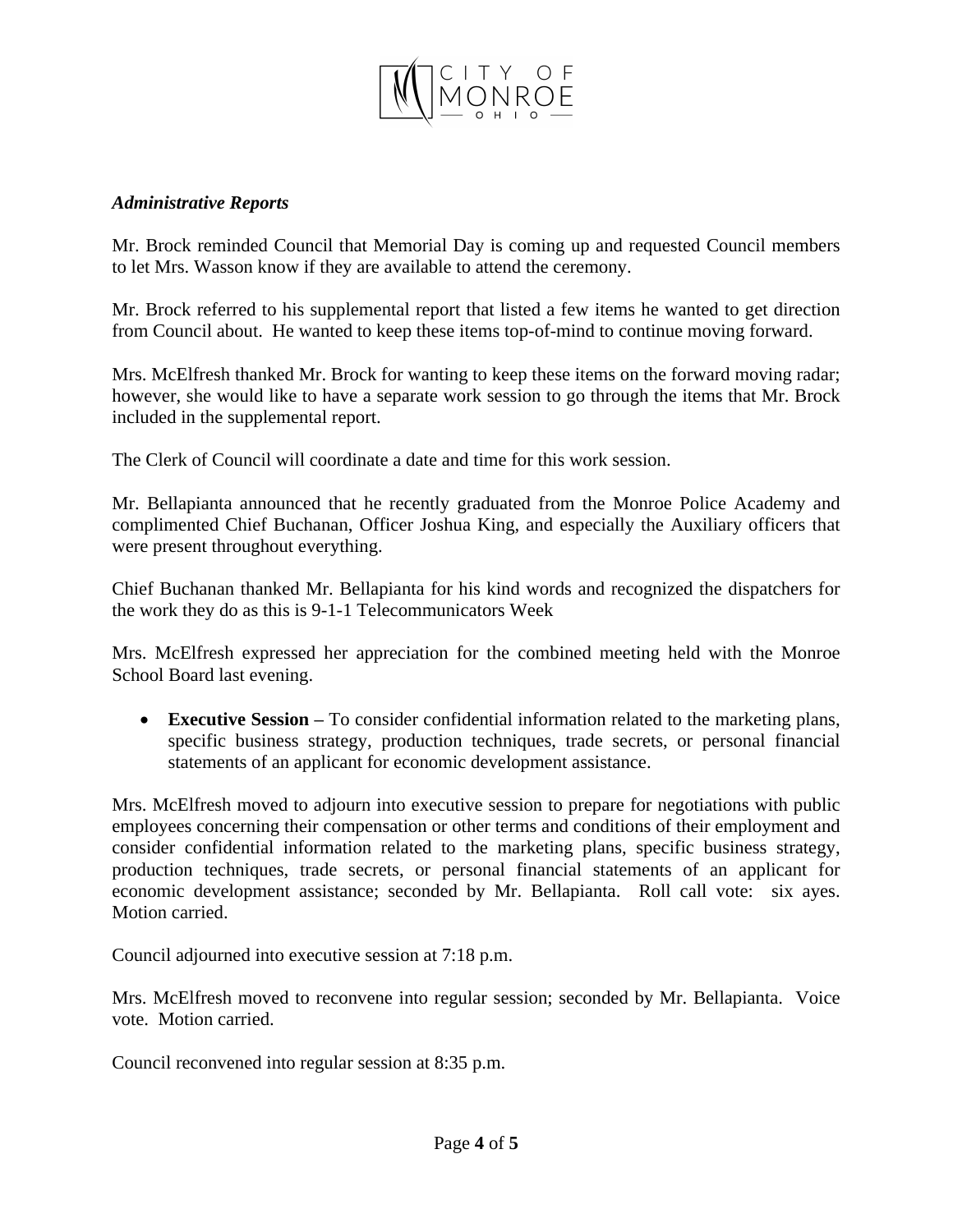***Administrative Reports***

Mr. Brock reminded Council that Memorial Day is coming up and requested Council members to let Mrs. Wasson know if they are available to attend the ceremony.

Mr. Brock referred to his supplemental report that listed a few items he wanted to get direction from Council about. He wanted to keep these items top-of-mind to continue moving forward.

Mrs. McElfresh thanked Mr. Brock for wanting to keep these items on the forward moving radar; however, she would like to have a separate work session to go through the items that Mr. Brock included in the supplemental report.

The Clerk of Council will coordinate a date and time for this work session.

Mr. Bellapianta announced that he recently graduated from the Monroe Police Academy and complimented Chief Buchanan, Officer Joshua King, and especially the Auxiliary officers that were present throughout everything.

Chief Buchanan thanked Mr. Bellapianta for his kind words and recognized the dispatchers for the work they do as this is 9-1-1 Telecommunicators Week

Mrs. McElfresh expressed her appreciation for the combined meeting held with the Monroe School Board last evening.

- **Executive Session –** To consider confidential information related to the marketing plans, specific business strategy, production techniques, trade secrets, or personal financial statements of an applicant for economic development assistance.

Mrs. McElfresh moved to adjourn into executive session to prepare for negotiations with public employees concerning their compensation or other terms and conditions of their employment and consider confidential information related to the marketing plans, specific business strategy, production techniques, trade secrets, or personal financial statements of an applicant for economic development assistance; seconded by Mr. Bellapianta. Roll call vote: six ayes. Motion carried.

Council adjourned into executive session at 7:18 p.m.

Mrs. McElfresh moved to reconvene into regular session; seconded by Mr. Bellapianta. Voice vote. Motion carried.

Council reconvened into regular session at 8:35 p.m.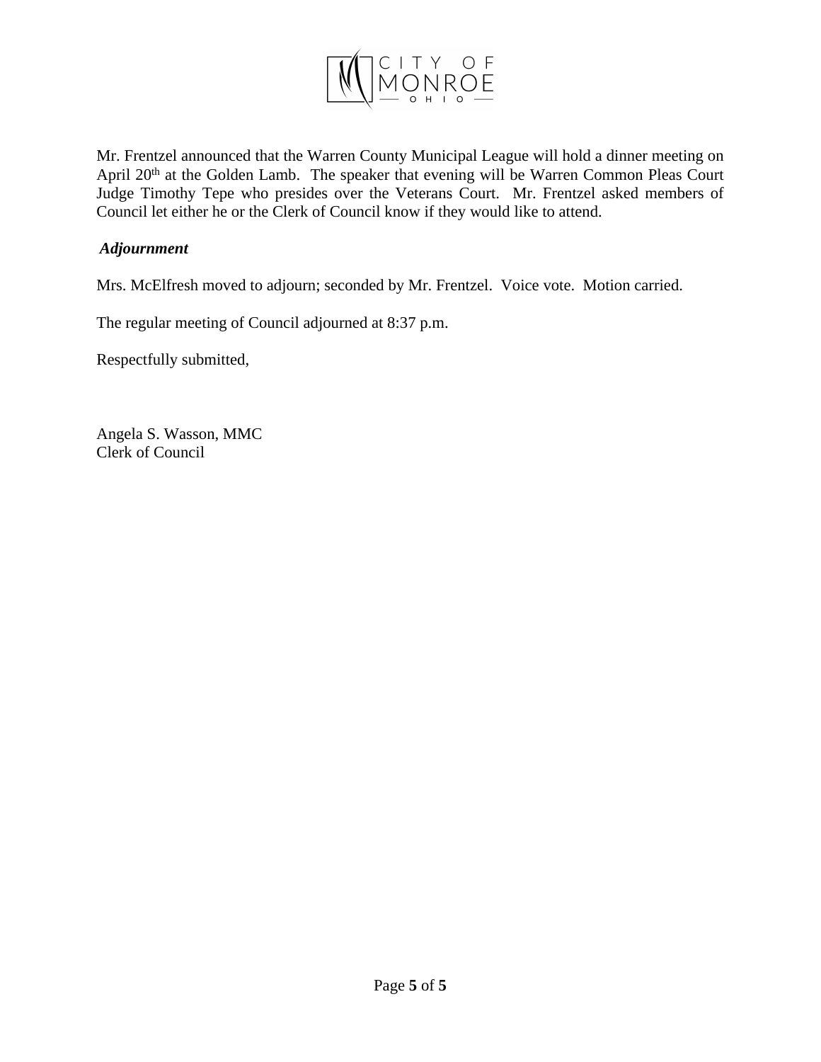Mr. Frentzel announced that the Warren County Municipal League will hold a dinner meeting on April 20th at the Golden Lamb. The speaker that evening will be Warren Common Pleas Court Judge Timothy Tepe who presides over the Veterans Court. Mr. Frentzel asked members of Council let either he or the Clerk of Council know if they would like to attend.

***Adjournment***

Mrs. McElfresh moved to adjourn; seconded by Mr. Frentzel. Voice vote. Motion carried.

The regular meeting of Council adjourned at 8:37 p.m.

Respectfully submitted,

Angela S. Wasson, MMC
Clerk of Council